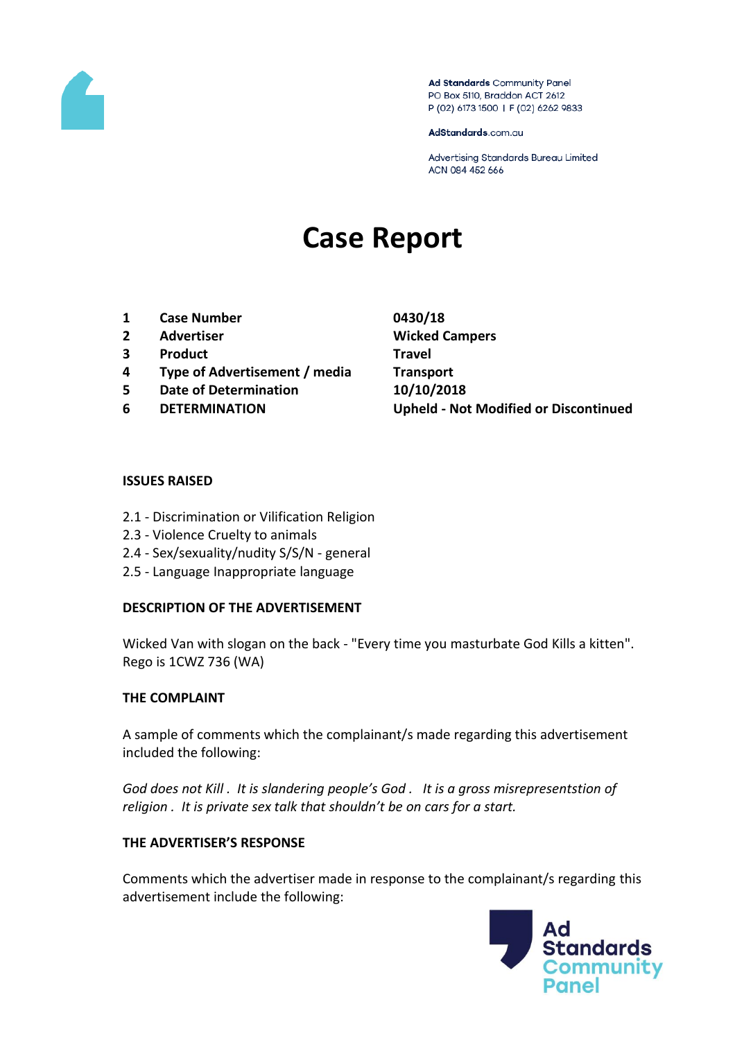Ad Standards Community Panel
PO Box 5110, Braddon ACT 2612
P (02) 6173 1500 | F (02) 6262 9833

AdStandards.com.au

Advertising Standards Bureau Limited
ACN 084 452 666

# Case Report

| | | |
|---|---|---|
| 1 | **Case Number** | **0430/18** |
| 2 | **Advertiser** | **Wicked Campers** |
| 3 | **Product** | **Travel** |
| 4 | **Type of Advertisement / media** | **Transport** |
| 5 | **Date of Determination** | **10/10/2018** |
| 6 | **DETERMINATION** | **Upheld - Not Modified or Discontinued** |

**ISSUES RAISED**

2.1 - Discrimination or Vilification Religion
2.3 - Violence Cruelty to animals
2.4 - Sex/sexuality/nudity S/S/N - general
2.5 - Language Inappropriate language

**DESCRIPTION OF THE ADVERTISEMENT**

Wicked Van with slogan on the back - "Every time you masturbate God Kills a kitten". Rego is 1CWZ 736 (WA)

**THE COMPLAINT**

A sample of comments which the complainant/s made regarding this advertisement included the following:

*God does not Kill . It is slandering people's God . It is a gross misrepresentstion of religion . It is private sex talk that shouldn't be on cars for a start.*

**THE ADVERTISER'S RESPONSE**

Comments which the advertiser made in response to the complainant/s regarding this advertisement include the following: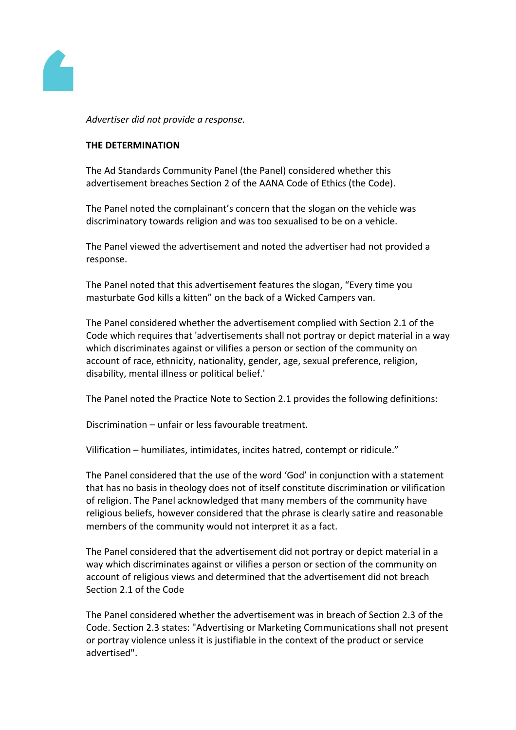*Advertiser did not provide a response.*

**THE DETERMINATION**

The Ad Standards Community Panel (the Panel) considered whether this advertisement breaches Section 2 of the AANA Code of Ethics (the Code).

The Panel noted the complainant's concern that the slogan on the vehicle was discriminatory towards religion and was too sexualised to be on a vehicle.

The Panel viewed the advertisement and noted the advertiser had not provided a response.

The Panel noted that this advertisement features the slogan, "Every time you masturbate God kills a kitten" on the back of a Wicked Campers van.

The Panel considered whether the advertisement complied with Section 2.1 of the Code which requires that 'advertisements shall not portray or depict material in a way which discriminates against or vilifies a person or section of the community on account of race, ethnicity, nationality, gender, age, sexual preference, religion, disability, mental illness or political belief.'

The Panel noted the Practice Note to Section 2.1 provides the following definitions:

Discrimination – unfair or less favourable treatment.

Vilification – humiliates, intimidates, incites hatred, contempt or ridicule."

The Panel considered that the use of the word 'God' in conjunction with a statement that has no basis in theology does not of itself constitute discrimination or vilification of religion. The Panel acknowledged that many members of the community have religious beliefs, however considered that the phrase is clearly satire and reasonable members of the community would not interpret it as a fact.

The Panel considered that the advertisement did not portray or depict material in a way which discriminates against or vilifies a person or section of the community on account of religious views and determined that the advertisement did not breach Section 2.1 of the Code

The Panel considered whether the advertisement was in breach of Section 2.3 of the Code. Section 2.3 states: "Advertising or Marketing Communications shall not present or portray violence unless it is justifiable in the context of the product or service advertised".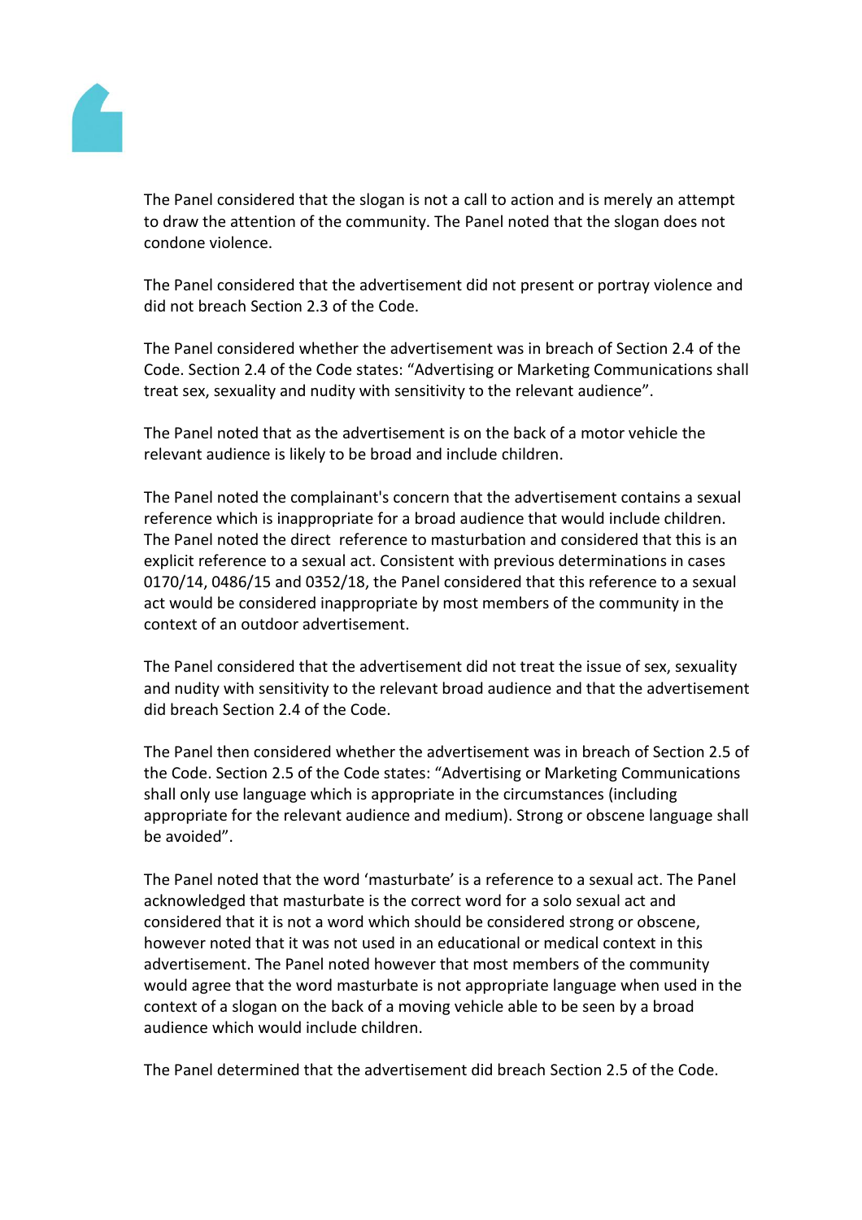The Panel considered that the slogan is not a call to action and is merely an attempt to draw the attention of the community. The Panel noted that the slogan does not condone violence.

The Panel considered that the advertisement did not present or portray violence and did not breach Section 2.3 of the Code.

The Panel considered whether the advertisement was in breach of Section 2.4 of the Code. Section 2.4 of the Code states: "Advertising or Marketing Communications shall treat sex, sexuality and nudity with sensitivity to the relevant audience".

The Panel noted that as the advertisement is on the back of a motor vehicle the relevant audience is likely to be broad and include children.

The Panel noted the complainant's concern that the advertisement contains a sexual reference which is inappropriate for a broad audience that would include children. The Panel noted the direct reference to masturbation and considered that this is an explicit reference to a sexual act. Consistent with previous determinations in cases 0170/14, 0486/15 and 0352/18, the Panel considered that this reference to a sexual act would be considered inappropriate by most members of the community in the context of an outdoor advertisement.

The Panel considered that the advertisement did not treat the issue of sex, sexuality and nudity with sensitivity to the relevant broad audience and that the advertisement did breach Section 2.4 of the Code.

The Panel then considered whether the advertisement was in breach of Section 2.5 of the Code. Section 2.5 of the Code states: "Advertising or Marketing Communications shall only use language which is appropriate in the circumstances (including appropriate for the relevant audience and medium). Strong or obscene language shall be avoided".

The Panel noted that the word 'masturbate' is a reference to a sexual act. The Panel acknowledged that masturbate is the correct word for a solo sexual act and considered that it is not a word which should be considered strong or obscene, however noted that it was not used in an educational or medical context in this advertisement. The Panel noted however that most members of the community would agree that the word masturbate is not appropriate language when used in the context of a slogan on the back of a moving vehicle able to be seen by a broad audience which would include children.

The Panel determined that the advertisement did breach Section 2.5 of the Code.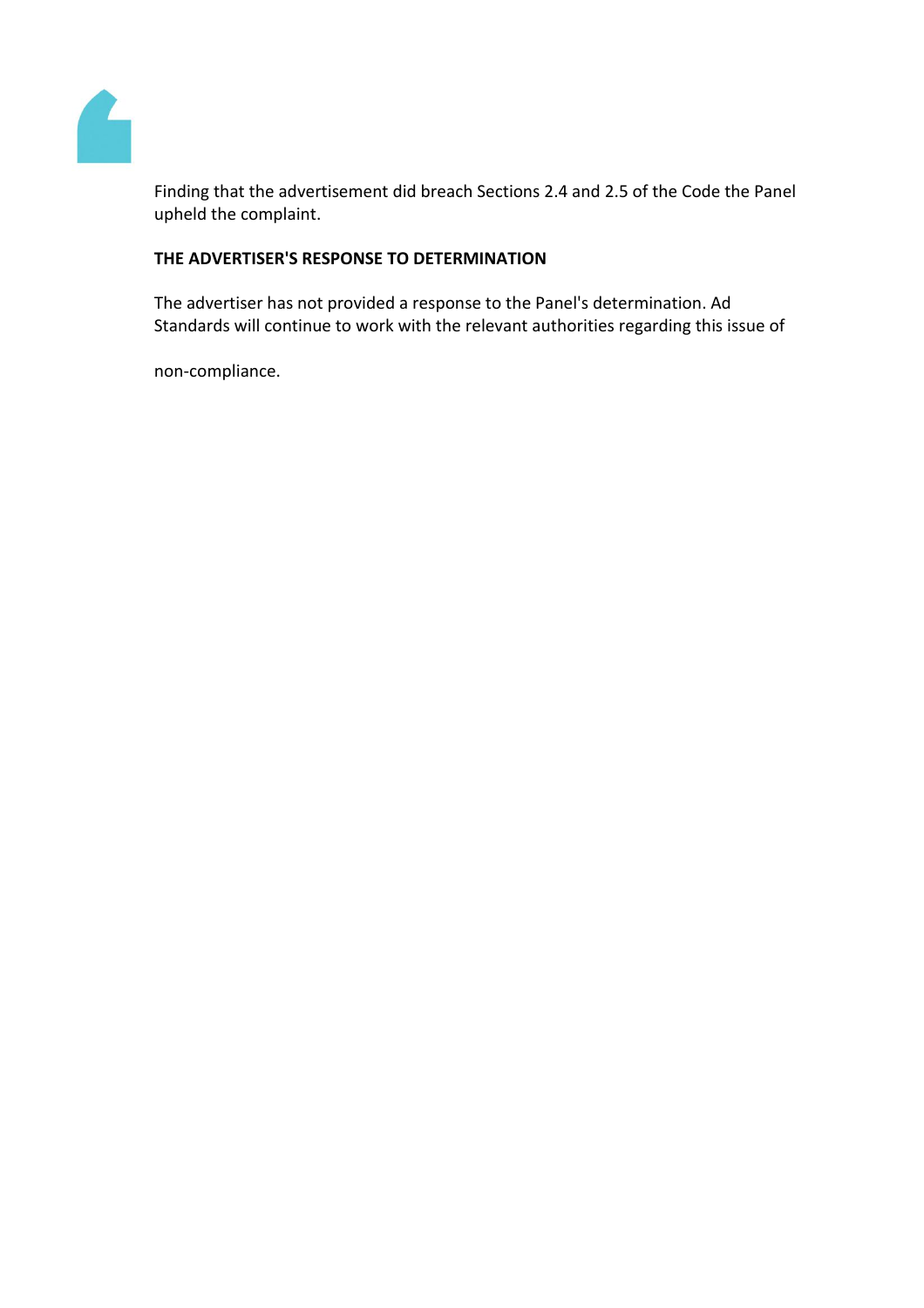Finding that the advertisement did breach Sections 2.4 and 2.5 of the Code the Panel upheld the complaint.

**THE ADVERTISER'S RESPONSE TO DETERMINATION**

The advertiser has not provided a response to the Panel's determination. Ad Standards will continue to work with the relevant authorities regarding this issue of non-compliance.